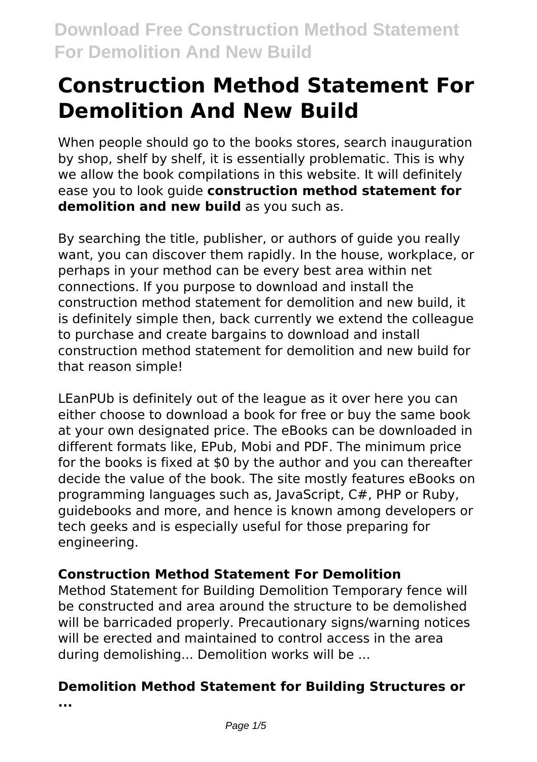# Construction Method Statement For Demolition And New Build

When people should go to the books stores, search inauguration by shop, shelf by shelf, it is essentially problematic. This is why we allow the book compilations in this website. It will definitely ease you to look guide **construction method statement for demolition and new build** as you such as.

By searching the title, publisher, or authors of guide you really want, you can discover them rapidly. In the house, workplace, or perhaps in your method can be every best area within net connections. If you purpose to download and install the construction method statement for demolition and new build, it is definitely simple then, back currently we extend the colleague to purchase and create bargains to download and install construction method statement for demolition and new build for that reason simple!

LEanPUb is definitely out of the league as it over here you can either choose to download a book for free or buy the same book at your own designated price. The eBooks can be downloaded in different formats like, EPub, Mobi and PDF. The minimum price for the books is fixed at $0 by the author and you can thereafter decide the value of the book. The site mostly features eBooks on programming languages such as, JavaScript, C#, PHP or Ruby, guidebooks and more, and hence is known among developers or tech geeks and is especially useful for those preparing for engineering.

### Construction Method Statement For Demolition

Method Statement for Building Demolition Temporary fence will be constructed and area around the structure to be demolished will be barricaded properly. Precautionary signs/warning notices will be erected and maintained to control access in the area during demolishing... Demolition works will be ...

### Demolition Method Statement for Building Structures or ...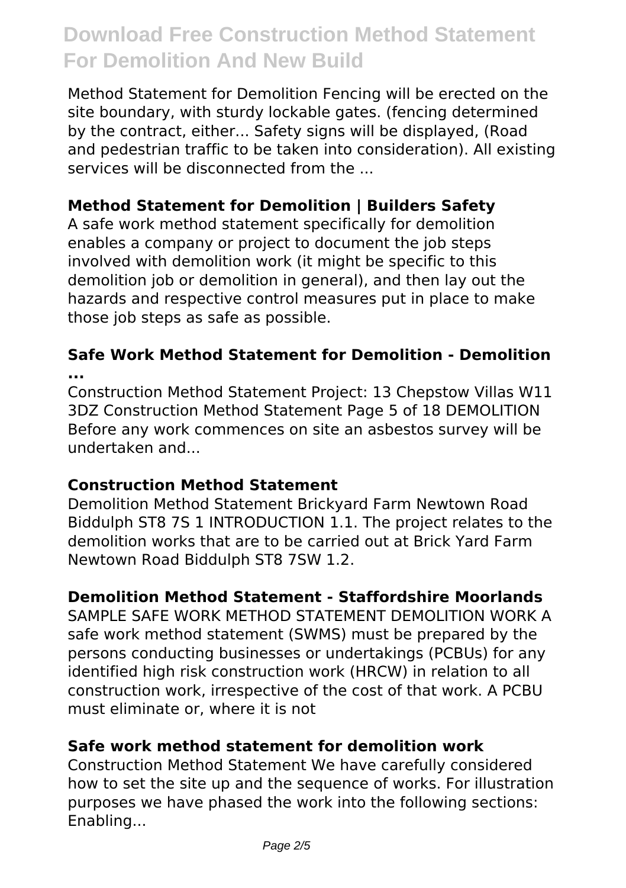Method Statement for Demolition Fencing will be erected on the site boundary, with sturdy lockable gates. (fencing determined by the contract, either... Safety signs will be displayed, (Road and pedestrian traffic to be taken into consideration). All existing services will be disconnected from the ...

### Method Statement for Demolition | Builders Safety

A safe work method statement specifically for demolition enables a company or project to document the job steps involved with demolition work (it might be specific to this demolition job or demolition in general), and then lay out the hazards and respective control measures put in place to make those job steps as safe as possible.

### Safe Work Method Statement for Demolition - Demolition ...

Construction Method Statement Project: 13 Chepstow Villas W11 3DZ Construction Method Statement Page 5 of 18 DEMOLITION Before any work commences on site an asbestos survey will be undertaken and...

### Construction Method Statement

Demolition Method Statement Brickyard Farm Newtown Road Biddulph ST8 7S 1 INTRODUCTION 1.1. The project relates to the demolition works that are to be carried out at Brick Yard Farm Newtown Road Biddulph ST8 7SW 1.2.

### Demolition Method Statement - Staffordshire Moorlands

SAMPLE SAFE WORK METHOD STATEMENT DEMOLITION WORK A safe work method statement (SWMS) must be prepared by the persons conducting businesses or undertakings (PCBUs) for any identified high risk construction work (HRCW) in relation to all construction work, irrespective of the cost of that work. A PCBU must eliminate or, where it is not

### Safe work method statement for demolition work

Construction Method Statement We have carefully considered how to set the site up and the sequence of works. For illustration purposes we have phased the work into the following sections: Enabling...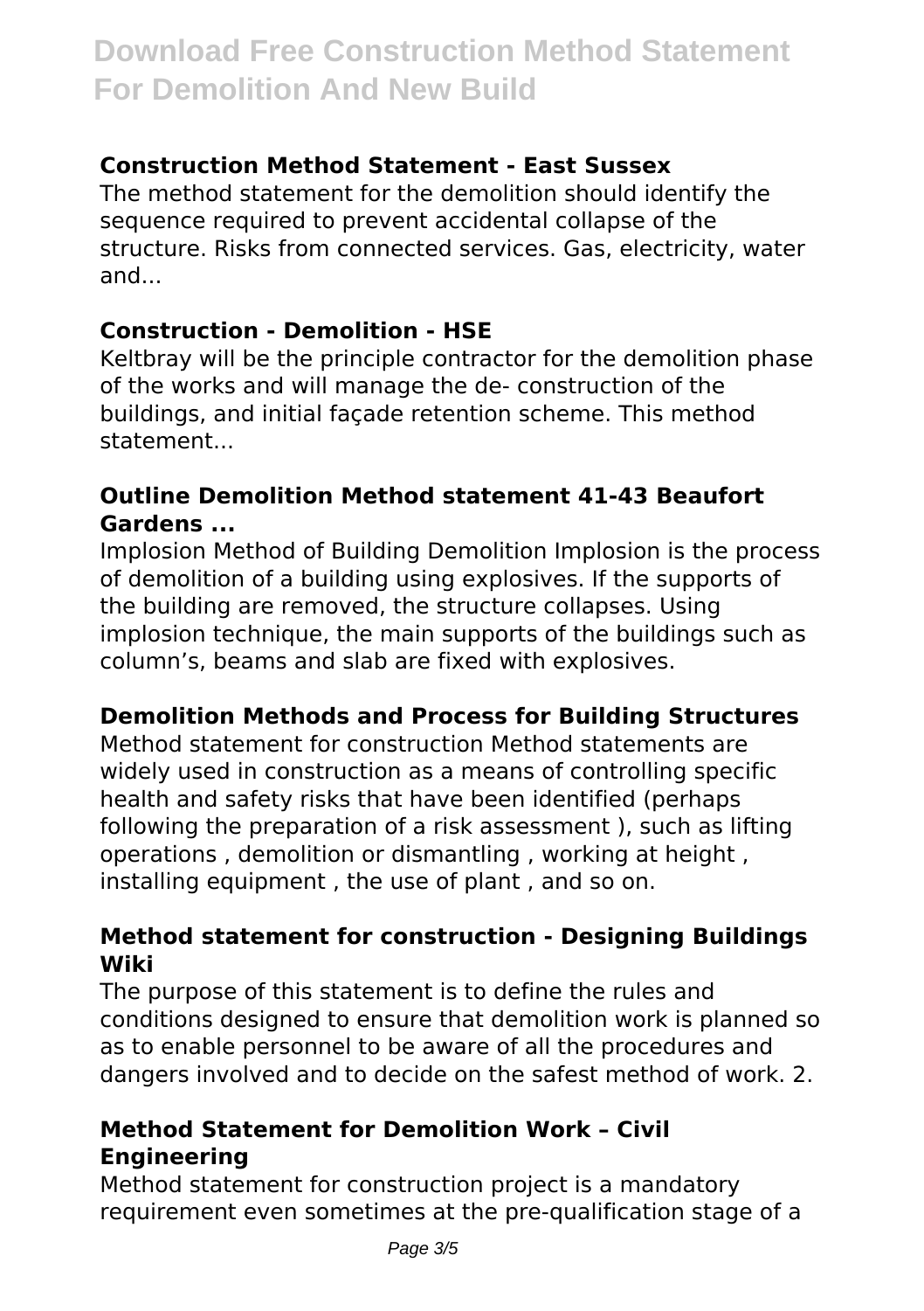**Construction Method Statement - East Sussex**

The method statement for the demolition should identify the sequence required to prevent accidental collapse of the structure. Risks from connected services. Gas, electricity, water and...

**Construction - Demolition - HSE**

Keltbray will be the principle contractor for the demolition phase of the works and will manage the de- construction of the buildings, and initial façade retention scheme. This method statement...

**Outline Demolition Method statement 41-43 Beaufort Gardens ...**

Implosion Method of Building Demolition Implosion is the process of demolition of a building using explosives. If the supports of the building are removed, the structure collapses. Using implosion technique, the main supports of the buildings such as column's, beams and slab are fixed with explosives.

**Demolition Methods and Process for Building Structures**

Method statement for construction Method statements are widely used in construction as a means of controlling specific health and safety risks that have been identified (perhaps following the preparation of a risk assessment ), such as lifting operations , demolition or dismantling , working at height , installing equipment , the use of plant , and so on.

**Method statement for construction - Designing Buildings Wiki**

The purpose of this statement is to define the rules and conditions designed to ensure that demolition work is planned so as to enable personnel to be aware of all the procedures and dangers involved and to decide on the safest method of work. 2.

**Method Statement for Demolition Work – Civil Engineering**

Method statement for construction project is a mandatory requirement even sometimes at the pre-qualification stage of a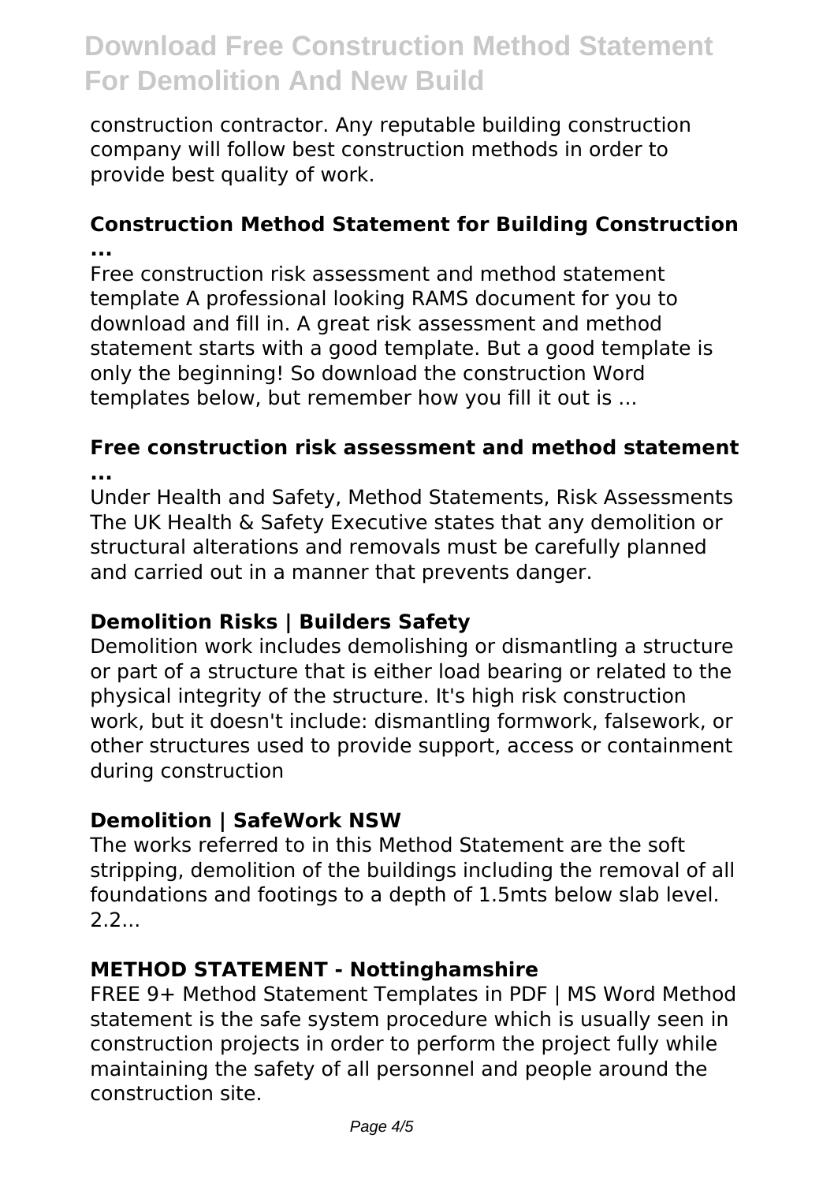construction contractor. Any reputable building construction company will follow best construction methods in order to provide best quality of work.

### Construction Method Statement for Building Construction ...

Free construction risk assessment and method statement template A professional looking RAMS document for you to download and fill in. A great risk assessment and method statement starts with a good template. But a good template is only the beginning! So download the construction Word templates below, but remember how you fill it out is ...

### Free construction risk assessment and method statement ...

Under Health and Safety, Method Statements, Risk Assessments The UK Health & Safety Executive states that any demolition or structural alterations and removals must be carefully planned and carried out in a manner that prevents danger.

### Demolition Risks | Builders Safety

Demolition work includes demolishing or dismantling a structure or part of a structure that is either load bearing or related to the physical integrity of the structure. It's high risk construction work, but it doesn't include: dismantling formwork, falsework, or other structures used to provide support, access or containment during construction

### Demolition | SafeWork NSW

The works referred to in this Method Statement are the soft stripping, demolition of the buildings including the removal of all foundations and footings to a depth of 1.5mts below slab level. 2.2...

### METHOD STATEMENT - Nottinghamshire

FREE 9+ Method Statement Templates in PDF | MS Word Method statement is the safe system procedure which is usually seen in construction projects in order to perform the project fully while maintaining the safety of all personnel and people around the construction site.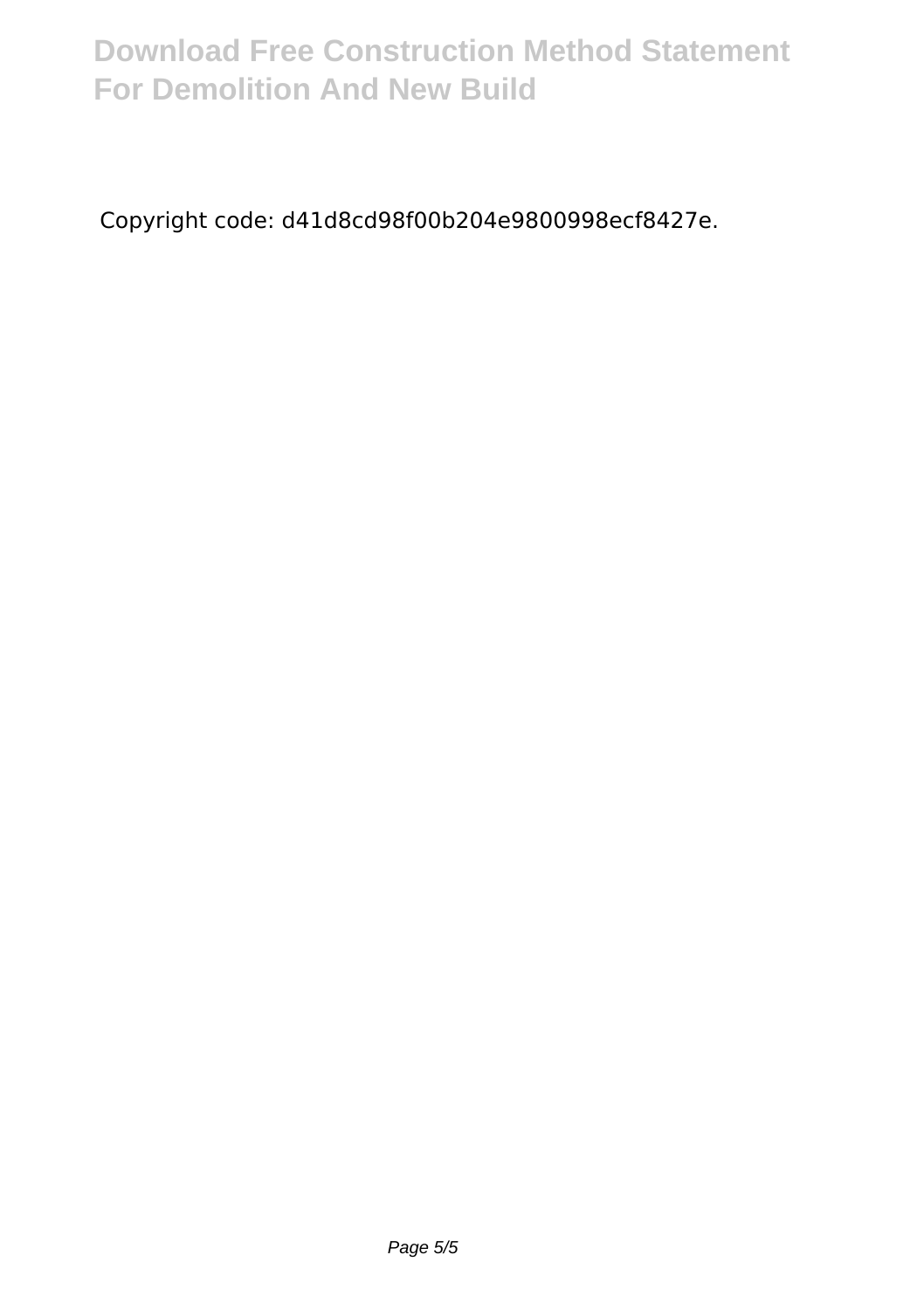Copyright code: d41d8cd98f00b204e9800998ecf8427e.